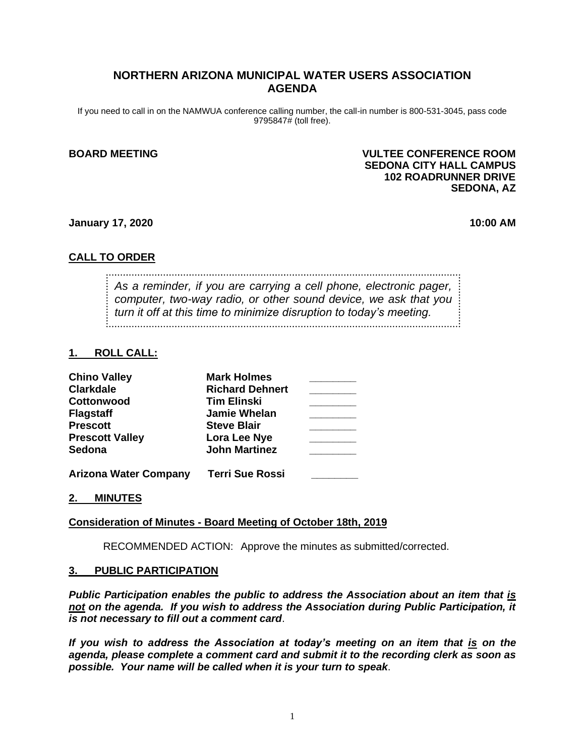# NORTHERN ARIZONA MUNICIPAL WATER USERS ASSOCIATION AGENDA

If you need to call in on the NAMWUA conference calling number, the call-in number is 800-531-3045, pass code 9795847# (toll free).

**BOARD MEETING**

**VULTEE CONFERENCE ROOM**
**SEDONA CITY HALL CAMPUS**
**102 ROADRUNNER DRIVE**
**SEDONA, AZ**

**January 17, 2020** **10:00 AM**

## CALL TO ORDER

*As a reminder, if you are carrying a cell phone, electronic pager, computer, two-way radio, or other sound device, we ask that you turn it off at this time to minimize disruption to today's meeting.*

## 1. ROLL CALL:

| | | |
|---|---|---|
| **Chino Valley** | **Mark Holmes** | ________ |
| **Clarkdale** | **Richard Dehnert** | ________ |
| **Cottonwood** | **Tim Elinski** | ________ |
| **Flagstaff** | **Jamie Whelan** | ________ |
| **Prescott** | **Steve Blair** | ________ |
| **Prescott Valley** | **Lora Lee Nye** | ________ |
| **Sedona** | **John Martinez** | ________ |
| **Arizona Water Company** | **Terri Sue Rossi** | ________ |

## 2. MINUTES

**Consideration of Minutes - Board Meeting of October 18th, 2019**

RECOMMENDED ACTION: Approve the minutes as submitted/corrected.

## 3. PUBLIC PARTICIPATION

***Public Participation enables the public to address the Association about an item that is not on the agenda. If you wish to address the Association during Public Participation, it is not necessary to fill out a comment card*.**

***If you wish to address the Association at today's meeting on an item that is on the agenda, please complete a comment card and submit it to the recording clerk as soon as possible. Your name will be called when it is your turn to speak*.**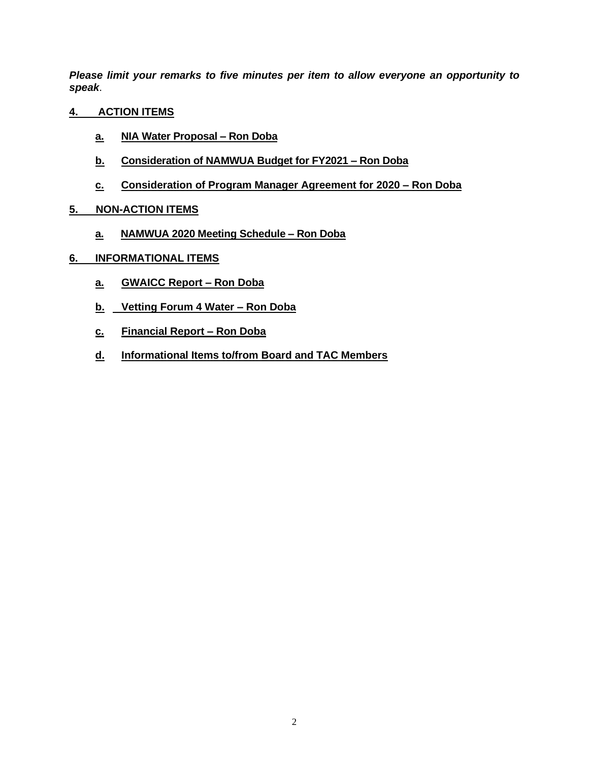***Please limit your remarks to five minutes per item to allow everyone an opportunity to speak*.**

## **4. ACTION ITEMS**

**a. NIA Water Proposal – Ron Doba**

**b. Consideration of NAMWUA Budget for FY2021 – Ron Doba**

**c. Consideration of Program Manager Agreement for 2020 – Ron Doba**

## **5. NON-ACTION ITEMS**

**a. NAMWUA 2020 Meeting Schedule – Ron Doba**

## **6. INFORMATIONAL ITEMS**

**a. GWAICC Report – Ron Doba**

**b. Vetting Forum 4 Water – Ron Doba**

**c. Financial Report – Ron Doba**

**d. Informational Items to/from Board and TAC Members**